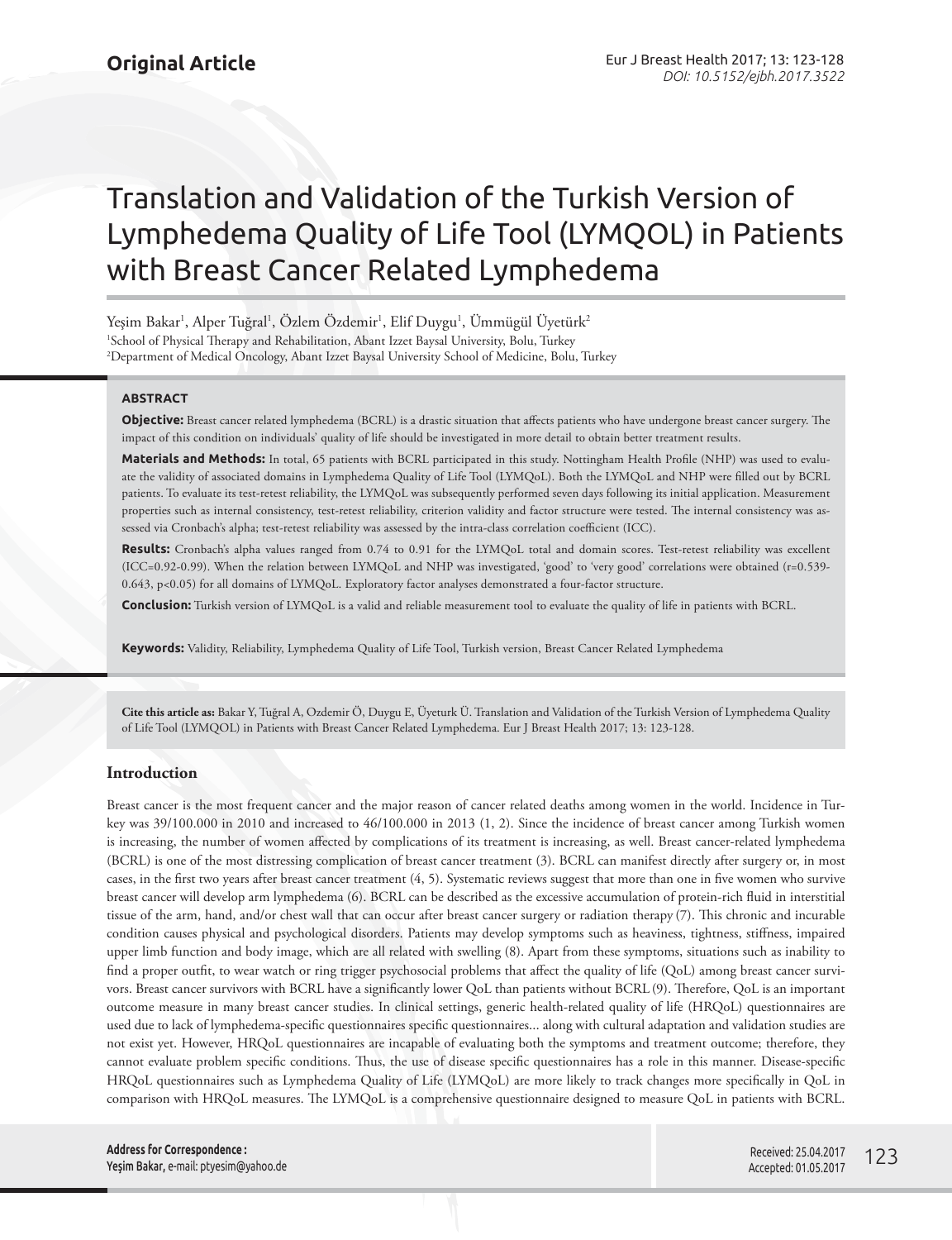**Original Article**

# Translation and Validation of the Turkish Version of Lymphedema Quality of Life Tool (LYMQOL) in Patients with Breast Cancer Related Lymphedema

Yeşim Bakar[1], Alper Tuğral[1], Özlem Özdemir[1], Elif Duygu[1], Ümmügül Üyetürk[2]

[1]School of Physical Therapy and Rehabilitation, Abant Izzet Baysal University, Bolu, Turkey
[2]Department of Medical Oncology, Abant Izzet Baysal University School of Medicine, Bolu, Turkey

### ABSTRACT

**Objective:** Breast cancer related lymphedema (BCRL) is a drastic situation that affects patients who have undergone breast cancer surgery. The impact of this condition on individuals' quality of life should be investigated in more detail to obtain better treatment results.

**Materials and Methods:** In total, 65 patients with BCRL participated in this study. Nottingham Health Profile (NHP) was used to evaluate the validity of associated domains in Lymphedema Quality of Life Tool (LYMQoL). Both the LYMQoL and NHP were filled out by BCRL patients. To evaluate its test-retest reliability, the LYMQoL was subsequently performed seven days following its initial application. Measurement properties such as internal consistency, test-retest reliability, criterion validity and factor structure were tested. The internal consistency was assessed via Cronbach's alpha; test-retest reliability was assessed by the intra-class correlation coefficient (ICC).

**Results:** Cronbach's alpha values ranged from 0.74 to 0.91 for the LYMQoL total and domain scores. Test-retest reliability was excellent (ICC=0.92-0.99). When the relation between LYMQoL and NHP was investigated, 'good' to 'very good' correlations were obtained (r=0.539-0.643, $p<0.05$) for all domains of LYMQoL. Exploratory factor analyses demonstrated a four-factor structure.

**Conclusion:** Turkish version of LYMQoL is a valid and reliable measurement tool to evaluate the quality of life in patients with BCRL.

**Keywords:** Validity, Reliability, Lymphedema Quality of Life Tool, Turkish version, Breast Cancer Related Lymphedema

**Cite this article as:** Bakar Y, Tuğral A, Ozdemir Ö, Duygu E, Üyeturk Ü. Translation and Validation of the Turkish Version of Lymphedema Quality of Life Tool (LYMQOL) in Patients with Breast Cancer Related Lymphedema. Eur J Breast Health 2017; 13: 123-128.

## Introduction

Breast cancer is the most frequent cancer and the major reason of cancer related deaths among women in the world. Incidence in Turkey was 39/100.000 in 2010 and increased to 46/100.000 in 2013 (1, 2). Since the incidence of breast cancer among Turkish women is increasing, the number of women affected by complications of its treatment is increasing, as well. Breast cancer-related lymphedema (BCRL) is one of the most distressing complication of breast cancer treatment (3). BCRL can manifest directly after surgery or, in most cases, in the first two years after breast cancer treatment (4, 5). Systematic reviews suggest that more than one in five women who survive breast cancer will develop arm lymphedema (6). BCRL can be described as the excessive accumulation of protein-rich fluid in interstitial tissue of the arm, hand, and/or chest wall that can occur after breast cancer surgery or radiation therapy (7). This chronic and incurable condition causes physical and psychological disorders. Patients may develop symptoms such as heaviness, tightness, stiffness, impaired upper limb function and body image, which are all related with swelling (8). Apart from these symptoms, situations such as inability to find a proper outfit, to wear watch or ring trigger psychosocial problems that affect the quality of life (QoL) among breast cancer survivors. Breast cancer survivors with BCRL have a significantly lower QoL than patients without BCRL (9). Therefore, QoL is an important outcome measure in many breast cancer studies. In clinical settings, generic health-related quality of life (HRQoL) questionnaires are used due to lack of lymphedema-specific questionnaires specific questionnaires... along with cultural adaptation and validation studies are not exist yet. However, HRQoL questionnaires are incapable of evaluating both the symptoms and treatment outcome; therefore, they cannot evaluate problem specific conditions. Thus, the use of disease specific questionnaires has a role in this manner. Disease-specific HRQoL questionnaires such as Lymphedema Quality of Life (LYMQoL) are more likely to track changes more specifically in QoL in comparison with HRQoL measures. The LYMQoL is a comprehensive questionnaire designed to measure QoL in patients with BCRL.

**Address for Correspondence :**
**Yeşim Bakar,** e-mail: ptyesim@yahoo.de

Received: 25.04.2017
Accepted: 01.05.2017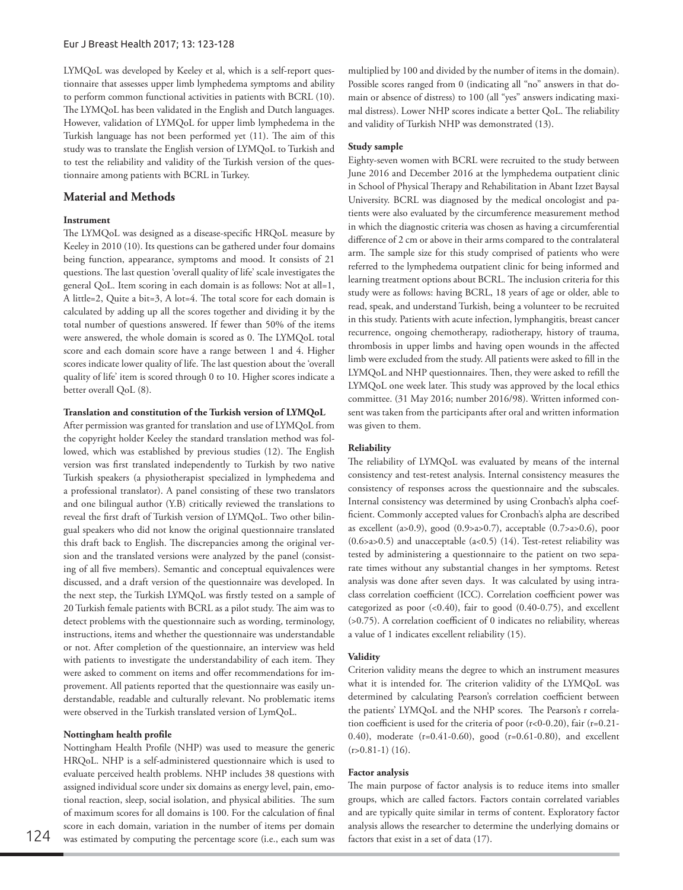LYMQoL was developed by Keeley et al, which is a self-report questionnaire that assesses upper limb lymphedema symptoms and ability to perform common functional activities in patients with BCRL (10). The LYMQoL has been validated in the English and Dutch languages. However, validation of LYMQoL for upper limb lymphedema in the Turkish language has not been performed yet (11). The aim of this study was to translate the English version of LYMQoL to Turkish and to test the reliability and validity of the Turkish version of the questionnaire among patients with BCRL in Turkey.

## Material and Methods

### Instrument

The LYMQoL was designed as a disease-specific HRQoL measure by Keeley in 2010 (10). Its questions can be gathered under four domains being function, appearance, symptoms and mood. It consists of 21 questions. The last question 'overall quality of life' scale investigates the general QoL. Item scoring in each domain is as follows: Not at all=1, A little=2, Quite a bit=3, A lot=4. The total score for each domain is calculated by adding up all the scores together and dividing it by the total number of questions answered. If fewer than 50% of the items were answered, the whole domain is scored as 0. The LYMQoL total score and each domain score have a range between 1 and 4. Higher scores indicate lower quality of life. The last question about the 'overall quality of life' item is scored through 0 to 10. Higher scores indicate a better overall QoL (8).

### Translation and constitution of the Turkish version of LYMQoL

After permission was granted for translation and use of LYMQoL from the copyright holder Keeley the standard translation method was followed, which was established by previous studies (12). The English version was first translated independently to Turkish by two native Turkish speakers (a physiotherapist specialized in lymphedema and a professional translator). A panel consisting of these two translators and one bilingual author (Y.B) critically reviewed the translations to reveal the first draft of Turkish version of LYMQoL. Two other bilingual speakers who did not know the original questionnaire translated this draft back to English. The discrepancies among the original version and the translated versions were analyzed by the panel (consisting of all five members). Semantic and conceptual equivalences were discussed, and a draft version of the questionnaire was developed. In the next step, the Turkish LYMQoL was firstly tested on a sample of 20 Turkish female patients with BCRL as a pilot study. The aim was to detect problems with the questionnaire such as wording, terminology, instructions, items and whether the questionnaire was understandable or not. After completion of the questionnaire, an interview was held with patients to investigate the understandability of each item. They were asked to comment on items and offer recommendations for improvement. All patients reported that the questionnaire was easily understandable, readable and culturally relevant. No problematic items were observed in the Turkish translated version of LymQoL.

### Nottingham health profile

Nottingham Health Profile (NHP) was used to measure the generic HRQoL. NHP is a self-administered questionnaire which is used to evaluate perceived health problems. NHP includes 38 questions with assigned individual score under six domains as energy level, pain, emotional reaction, sleep, social isolation, and physical abilities. The sum of maximum scores for all domains is 100. For the calculation of final score in each domain, variation in the number of items per domain was estimated by computing the percentage score (i.e., each sum was multiplied by 100 and divided by the number of items in the domain). Possible scores ranged from 0 (indicating all "no" answers in that domain or absence of distress) to 100 (all "yes" answers indicating maximal distress). Lower NHP scores indicate a better QoL. The reliability and validity of Turkish NHP was demonstrated (13).

### Study sample

Eighty-seven women with BCRL were recruited to the study between June 2016 and December 2016 at the lymphedema outpatient clinic in School of Physical Therapy and Rehabilitation in Abant Izzet Baysal University. BCRL was diagnosed by the medical oncologist and patients were also evaluated by the circumference measurement method in which the diagnostic criteria was chosen as having a circumferential difference of 2 cm or above in their arms compared to the contralateral arm. The sample size for this study comprised of patients who were referred to the lymphedema outpatient clinic for being informed and learning treatment options about BCRL. The inclusion criteria for this study were as follows: having BCRL, 18 years of age or older, able to read, speak, and understand Turkish, being a volunteer to be recruited in this study. Patients with acute infection, lymphangitis, breast cancer recurrence, ongoing chemotherapy, radiotherapy, history of trauma, thrombosis in upper limbs and having open wounds in the affected limb were excluded from the study. All patients were asked to fill in the LYMQoL and NHP questionnaires. Then, they were asked to refill the LYMQoL one week later. This study was approved by the local ethics committee. (31 May 2016; number 2016/98). Written informed consent was taken from the participants after oral and written information was given to them.

### Reliability

The reliability of LYMQoL was evaluated by means of the internal consistency and test-retest analysis. Internal consistency measures the consistency of responses across the questionnaire and the subscales. Internal consistency was determined by using Cronbach's alpha coefficient. Commonly accepted values for Cronbach's alpha are described as excellent ($a>0.9$), good ($0.9>a>0.7$), acceptable ($0.7>a>0.6$), poor ($0.6>a>0.5$) and unacceptable ($a<0.5$) (14). Test-retest reliability was tested by administering a questionnaire to the patient on two separate times without any substantial changes in her symptoms. Retest analysis was done after seven days. It was calculated by using intraclass correlation coefficient (ICC). Correlation coefficient power was categorized as poor (<0.40), fair to good (0.40-0.75), and excellent (>0.75). A correlation coefficient of 0 indicates no reliability, whereas a value of 1 indicates excellent reliability (15).

### Validity

Criterion validity means the degree to which an instrument measures what it is intended for. The criterion validity of the LYMQoL was determined by calculating Pearson's correlation coefficient between the patients' LYMQoL and the NHP scores. The Pearson's r correlation coefficient is used for the criteria of poor (r<0-0.20), fair (r=0.21-0.40), moderate (r=0.41-0.60), good (r=0.61-0.80), and excellent (r>0.81-1) (16).

### Factor analysis

The main purpose of factor analysis is to reduce items into smaller groups, which are called factors. Factors contain correlated variables and are typically quite similar in terms of content. Exploratory factor analysis allows the researcher to determine the underlying domains or factors that exist in a set of data (17).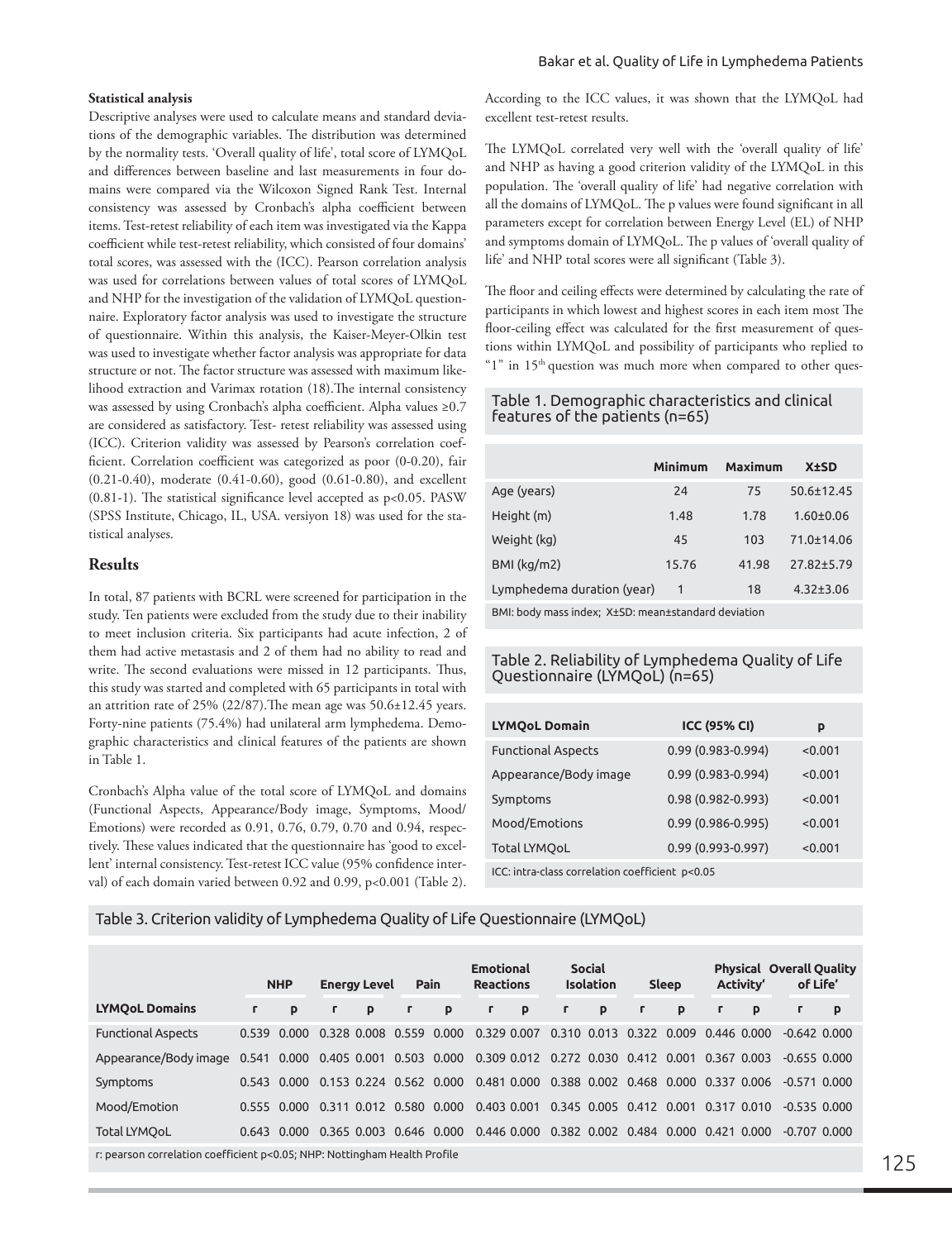**Statistical analysis**

Descriptive analyses were used to calculate means and standard deviations of the demographic variables. The distribution was determined by the normality tests. 'Overall quality of life', total score of LYMQoL and differences between baseline and last measurements in four domains were compared via the Wilcoxon Signed Rank Test. Internal consistency was assessed by Cronbach's alpha coefficient between items. Test-retest reliability of each item was investigated via the Kappa coefficient while test-retest reliability, which consisted of four domains' total scores, was assessed with the (ICC). Pearson correlation analysis was used for correlations between values of total scores of LYMQoL and NHP for the investigation of the validation of LYMQoL questionnaire. Exploratory factor analysis was used to investigate the structure of questionnaire. Within this analysis, the Kaiser-Meyer-Olkin test was used to investigate whether factor analysis was appropriate for data structure or not. The factor structure was assessed with maximum likelihood extraction and Varimax rotation (18).The internal consistency was assessed by using Cronbach's alpha coefficient. Alpha values ≥0.7 are considered as satisfactory. Test- retest reliability was assessed using (ICC). Criterion validity was assessed by Pearson's correlation coefficient. Correlation coefficient was categorized as poor (0-0.20), fair (0.21-0.40), moderate (0.41-0.60), good (0.61-0.80), and excellent (0.81-1). The statistical significance level accepted as p<0.05. PASW (SPSS Institute, Chicago, IL, USA. versiyon 18) was used for the statistical analyses.

## Results

In total, 87 patients with BCRL were screened for participation in the study. Ten patients were excluded from the study due to their inability to meet inclusion criteria. Six participants had acute infection, 2 of them had active metastasis and 2 of them had no ability to read and write. The second evaluations were missed in 12 participants. Thus, this study was started and completed with 65 participants in total with an attrition rate of 25% (22/87).The mean age was 50.6±12.45 years. Forty-nine patients (75.4%) had unilateral arm lymphedema. Demographic characteristics and clinical features of the patients are shown in Table 1.

Cronbach's Alpha value of the total score of LYMQoL and domains (Functional Aspects, Appearance/Body image, Symptoms, Mood/ Emotions) were recorded as 0.91, 0.76, 0.79, 0.70 and 0.94, respectively. These values indicated that the questionnaire has 'good to excellent' internal consistency. Test-retest ICC value (95% confidence interval) of each domain varied between 0.92 and 0.99, p<0.001 (Table 2).

According to the ICC values, it was shown that the LYMQoL had excellent test-retest results.

The LYMQoL correlated very well with the 'overall quality of life' and NHP as having a good criterion validity of the LYMQoL in this population. The 'overall quality of life' had negative correlation with all the domains of LYMQoL. The p values were found significant in all parameters except for correlation between Energy Level (EL) of NHP and symptoms domain of LYMQoL. The p values of 'overall quality of life' and NHP total scores were all significant (Table 3).

The floor and ceiling effects were determined by calculating the rate of participants in which lowest and highest scores in each item most The floor-ceiling effect was calculated for the first measurement of questions within LYMQoL and possibility of participants who replied to "1" in 15th question was much more when compared to other ques-

Table 1. Demographic characteristics and clinical features of the patients (n=65)

| | Minimum | Maximum | X±SD |
|---|---|---|---|
| Age (years) | 24 | 75 | 50.6±12.45 |
| Height (m) | 1.48 | 1.78 | 1.60±0.06 |
| Weight (kg) | 45 | 103 | 71.0±14.06 |
| BMI (kg/m2) | 15.76 | 41.98 | 27.82±5.79 |
| Lymphedema duration (year) | 1 | 18 | 4.32±3.06 |

BMI: body mass index; X±SD: mean±standard deviation

Table 2. Reliability of Lymphedema Quality of Life Questionnaire (LYMQoL) (n=65)

| LYMQoL Domain | ICC (95% CI) | p |
|---|---|---|
| Functional Aspects | 0.99 (0.983-0.994) | <0.001 |
| Appearance/Body image | 0.99 (0.983-0.994) | <0.001 |
| Symptoms | 0.98 (0.982-0.993) | <0.001 |
| Mood/Emotions | 0.99 (0.986-0.995) | <0.001 |
| Total LYMQoL | 0.99 (0.993-0.997) | <0.001 |

ICC: intra-class correlation coefficient p<0.05

Table 3. Criterion validity of Lymphedema Quality of Life Questionnaire (LYMQoL)

| | NHP | | Energy Level | | Pain | | Emotional Reactions | | Social Isolation | | Sleep | | Physical Activity' | | Overall Quality of Life' | |
|---|---|---|---|---|---|---|---|---|---|---|---|---|---|---|---|---|
| LYMQoL Domains | r | p | r | p | r | p | r | p | r | p | r | p | r | p | r | p |
| Functional Aspects | 0.539 | 0.000 | 0.328 | 0.008 | 0.559 | 0.000 | 0.329 | 0.007 | 0.310 | 0.013 | 0.322 | 0.009 | 0.446 | 0.000 | -0.642 | 0.000 |
| Appearance/Body image | 0.541 | 0.000 | 0.405 | 0.001 | 0.503 | 0.000 | 0.309 | 0.012 | 0.272 | 0.030 | 0.412 | 0.001 | 0.367 | 0.003 | -0.655 | 0.000 |
| Symptoms | 0.543 | 0.000 | 0.153 | 0.224 | 0.562 | 0.000 | 0.481 | 0.000 | 0.388 | 0.002 | 0.468 | 0.000 | 0.337 | 0.006 | -0.571 | 0.000 |
| Mood/Emotion | 0.555 | 0.000 | 0.311 | 0.012 | 0.580 | 0.000 | 0.403 | 0.001 | 0.345 | 0.005 | 0.412 | 0.001 | 0.317 | 0.010 | -0.535 | 0.000 |
| Total LYMQoL | 0.643 | 0.000 | 0.365 | 0.003 | 0.646 | 0.000 | 0.446 | 0.000 | 0.382 | 0.002 | 0.484 | 0.000 | 0.421 | 0.000 | -0.707 | 0.000 |

r: pearson correlation coefficient p<0.05; NHP: Nottingham Health Profile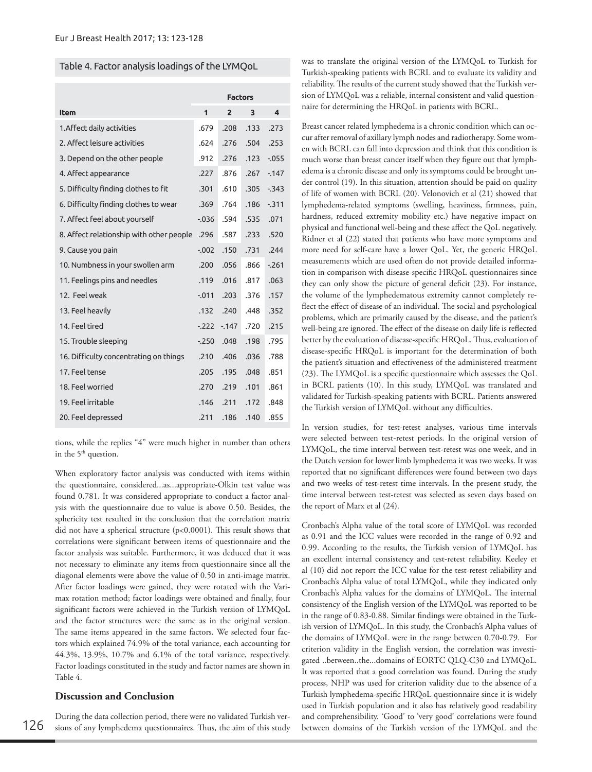Table 4. Factor analysis loadings of the LYMQoL

| Item | Factors | | | |
|---|---|---|---|---|
| | 1 | 2 | 3 | 4 |
| 1.Affect daily activities | .679 | .208 | .133 | .273 |
| 2. Affect leisure activities | .624 | .276 | .504 | .253 |
| 3. Depend on the other people | .912 | .276 | .123 | -.055 |
| 4. Affect appearance | .227 | .876 | .267 | -.147 |
| 5. Difficulty finding clothes to fit | .301 | .610 | .305 | -.343 |
| 6. Difficulty finding clothes to wear | .369 | .764 | .186 | -.311 |
| 7. Affect feel about yourself | -.036 | .594 | .535 | .071 |
| 8. Affect relationship with other people | .296 | .587 | .233 | .520 |
| 9. Cause you pain | -.002 | .150 | .731 | .244 |
| 10. Numbness in your swollen arm | .200 | .056 | .866 | -.261 |
| 11. Feelings pins and needles | .119 | .016 | .817 | .063 |
| 12. Feel weak | -.011 | .203 | .376 | .157 |
| 13. Feel heavily | .132 | .240 | .448 | .352 |
| 14. Feel tired | -.222 | -.147 | .720 | .215 |
| 15. Trouble sleeping | -.250 | .048 | .198 | .795 |
| 16. Difficulty concentrating on things | .210 | .406 | .036 | .788 |
| 17. Feel tense | .205 | .195 | .048 | .851 |
| 18. Feel worried | .270 | .219 | .101 | .861 |
| 19. Feel irritable | .146 | .211 | .172 | .848 |
| 20. Feel depressed | .211 | .186 | .140 | .855 |

tions, while the replies "4" were much higher in number than others in the 5th question.

When exploratory factor analysis was conducted with items within the questionnaire, considered...as...appropriate-Olkin test value was found 0.781. It was considered appropriate to conduct a factor analysis with the questionnaire due to value is above 0.50. Besides, the sphericity test resulted in the conclusion that the correlation matrix did not have a spherical structure ($p<0.0001$). This result shows that correlations were significant between items of questionnaire and the factor analysis was suitable. Furthermore, it was deduced that it was not necessary to eliminate any items from questionnaire since all the diagonal elements were above the value of 0.50 in anti-image matrix. After factor loadings were gained, they were rotated with the Varimax rotation method; factor loadings were obtained and finally, four significant factors were achieved in the Turkish version of LYMQoL and the factor structures were the same as in the original version. The same items appeared in the same factors. We selected four factors which explained 74.9% of the total variance, each accounting for 44.3%, 13.9%, 10.7% and 6.1% of the total variance, respectively. Factor loadings constituted in the study and factor names are shown in Table 4.

## Discussion and Conclusion

During the data collection period, there were no validated Turkish versions of any lymphedema questionnaires. Thus, the aim of this study was to translate the original version of the LYMQoL to Turkish for Turkish-speaking patients with BCRL and to evaluate its validity and reliability. The results of the current study showed that the Turkish version of LYMQoL was a reliable, internal consistent and valid questionnaire for determining the HRQoL in patients with BCRL.

Breast cancer related lymphedema is a chronic condition which can occur after removal of axillary lymph nodes and radiotherapy. Some women with BCRL can fall into depression and think that this condition is much worse than breast cancer itself when they figure out that lymphedema is a chronic disease and only its symptoms could be brought under control (19). In this situation, attention should be paid on quality of life of women with BCRL (20). Velonovich et al (21) showed that lymphedema-related symptoms (swelling, heaviness, firmness, pain, hardness, reduced extremity mobility etc.) have negative impact on physical and functional well-being and these affect the QoL negatively. Ridner et al (22) stated that patients who have more symptoms and more need for self-care have a lower QoL. Yet, the generic HRQoL measurements which are used often do not provide detailed information in comparison with disease-specific HRQoL questionnaires since they can only show the picture of general deficit (23). For instance, the volume of the lymphedematous extremity cannot completely reflect the effect of disease of an individual. The social and psychological problems, which are primarily caused by the disease, and the patient's well-being are ignored. The effect of the disease on daily life is reflected better by the evaluation of disease-specific HRQoL. Thus, evaluation of disease-specific HRQoL is important for the determination of both the patient's situation and effectiveness of the administered treatment (23). The LYMQoL is a specific questionnaire which assesses the QoL in BCRL patients (10). In this study, LYMQoL was translated and validated for Turkish-speaking patients with BCRL. Patients answered the Turkish version of LYMQoL without any difficulties.

In version studies, for test-retest analyses, various time intervals were selected between test-retest periods. In the original version of LYMQoL, the time interval between test-retest was one week, and in the Dutch version for lower limb lymphedema it was two weeks. It was reported that no significant differences were found between two days and two weeks of test-retest time intervals. In the present study, the time interval between test-retest was selected as seven days based on the report of Marx et al (24).

Cronbach's Alpha value of the total score of LYMQoL was recorded as 0.91 and the ICC values were recorded in the range of 0.92 and 0.99. According to the results, the Turkish version of LYMQoL has an excellent internal consistency and test-retest reliability. Keeley et al (10) did not report the ICC value for the test-retest reliability and Cronbach's Alpha value of total LYMQoL, while they indicated only Cronbach's Alpha values for the domains of LYMQoL. The internal consistency of the English version of the LYMQoL was reported to be in the range of 0.83-0.88. Similar findings were obtained in the Turkish version of LYMQoL. In this study, the Cronbach's Alpha values of the domains of LYMQoL were in the range between 0.70-0.79. For criterion validity in the English version, the correlation was investigated ..between..the...domains of EORTC QLQ-C30 and LYMQoL. It was reported that a good correlation was found. During the study process, NHP was used for criterion validity due to the absence of a Turkish lymphedema-specific HRQoL questionnaire since it is widely used in Turkish population and it also has relatively good readability and comprehensibility. 'Good' to 'very good' correlations were found between domains of the Turkish version of the LYMQoL and the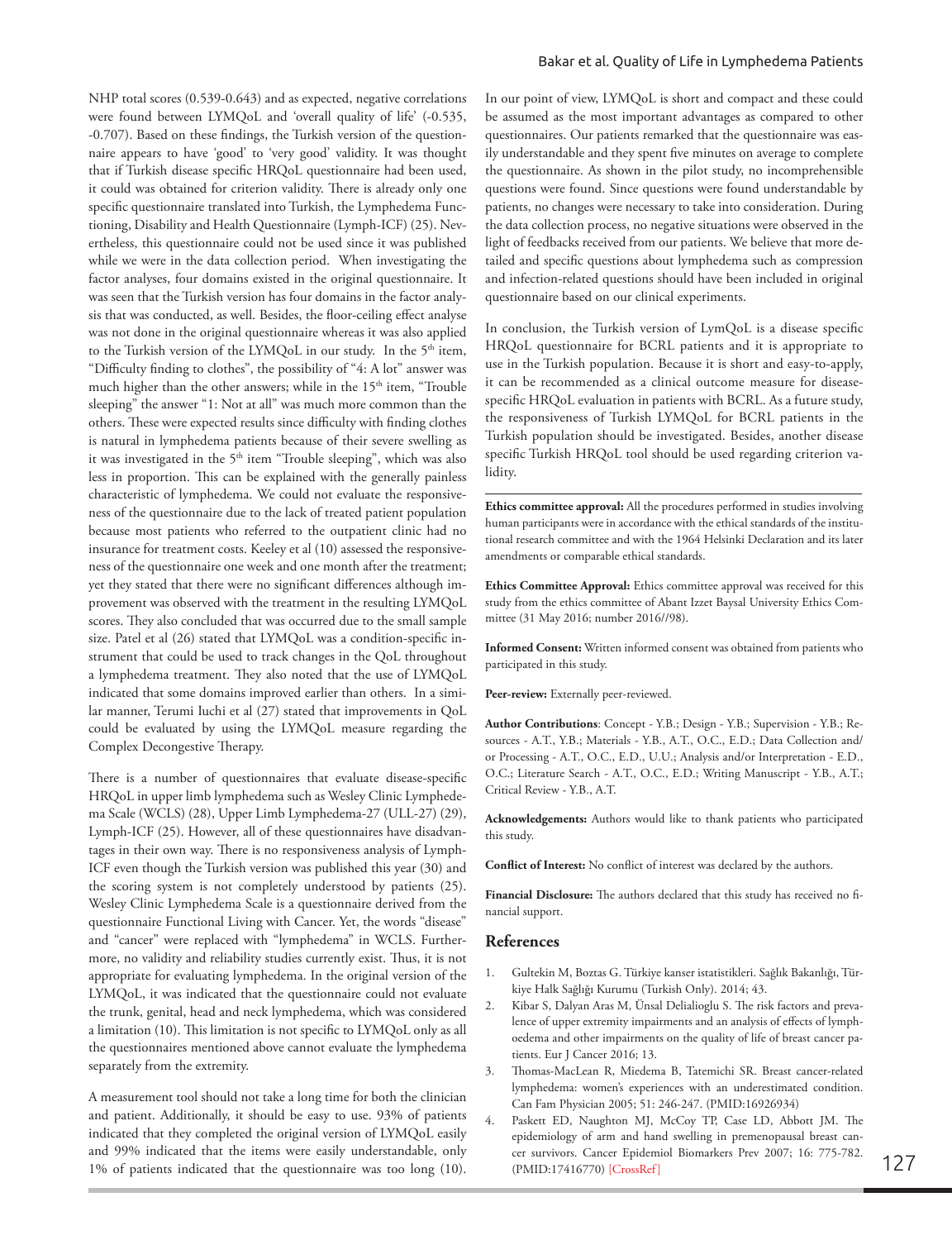NHP total scores (0.539-0.643) and as expected, negative correlations were found between LYMQoL and 'overall quality of life' (-0.535, -0.707). Based on these findings, the Turkish version of the questionnaire appears to have 'good' to 'very good' validity. It was thought that if Turkish disease specific HRQoL questionnaire had been used, it could was obtained for criterion validity. There is already only one specific questionnaire translated into Turkish, the Lymphedema Functioning, Disability and Health Questionnaire (Lymph-ICF) (25). Nevertheless, this questionnaire could not be used since it was published while we were in the data collection period. When investigating the factor analyses, four domains existed in the original questionnaire. It was seen that the Turkish version has four domains in the factor analysis that was conducted, as well. Besides, the floor-ceiling effect analyse was not done in the original questionnaire whereas it was also applied to the Turkish version of the LYMQoL in our study. In the 5th item, "Difficulty finding to clothes", the possibility of "4: A lot" answer was much higher than the other answers; while in the 15th item, "Trouble sleeping" the answer "1: Not at all" was much more common than the others. These were expected results since difficulty with finding clothes is natural in lymphedema patients because of their severe swelling as it was investigated in the 5th item "Trouble sleeping", which was also less in proportion. This can be explained with the generally painless characteristic of lymphedema. We could not evaluate the responsiveness of the questionnaire due to the lack of treated patient population because most patients who referred to the outpatient clinic had no insurance for treatment costs. Keeley et al (10) assessed the responsiveness of the questionnaire one week and one month after the treatment; yet they stated that there were no significant differences although improvement was observed with the treatment in the resulting LYMQoL scores. They also concluded that was occurred due to the small sample size. Patel et al (26) stated that LYMQoL was a condition-specific instrument that could be used to track changes in the QoL throughout a lymphedema treatment. They also noted that the use of LYMQoL indicated that some domains improved earlier than others. In a similar manner, Terumi Iuchi et al (27) stated that improvements in QoL could be evaluated by using the LYMQoL measure regarding the Complex Decongestive Therapy.

There is a number of questionnaires that evaluate disease-specific HRQoL in upper limb lymphedema such as Wesley Clinic Lymphedema Scale (WCLS) (28), Upper Limb Lymphedema-27 (ULL-27) (29), Lymph-ICF (25). However, all of these questionnaires have disadvantages in their own way. There is no responsiveness analysis of Lymph-ICF even though the Turkish version was published this year (30) and the scoring system is not completely understood by patients (25). Wesley Clinic Lymphedema Scale is a questionnaire derived from the questionnaire Functional Living with Cancer. Yet, the words "disease" and "cancer" were replaced with "lymphedema" in WCLS. Furthermore, no validity and reliability studies currently exist. Thus, it is not appropriate for evaluating lymphedema. In the original version of the LYMQoL, it was indicated that the questionnaire could not evaluate the trunk, genital, head and neck lymphedema, which was considered a limitation (10). This limitation is not specific to LYMQoL only as all the questionnaires mentioned above cannot evaluate the lymphedema separately from the extremity.

A measurement tool should not take a long time for both the clinician and patient. Additionally, it should be easy to use. 93% of patients indicated that they completed the original version of LYMQoL easily and 99% indicated that the items were easily understandable, only 1% of patients indicated that the questionnaire was too long (10). In our point of view, LYMQoL is short and compact and these could be assumed as the most important advantages as compared to other questionnaires. Our patients remarked that the questionnaire was easily understandable and they spent five minutes on average to complete the questionnaire. As shown in the pilot study, no incomprehensible questions were found. Since questions were found understandable by patients, no changes were necessary to take into consideration. During the data collection process, no negative situations were observed in the light of feedbacks received from our patients. We believe that more detailed and specific questions about lymphedema such as compression and infection-related questions should have been included in original questionnaire based on our clinical experiments.

In conclusion, the Turkish version of LymQoL is a disease specific HRQoL questionnaire for BCRL patients and it is appropriate to use in the Turkish population. Because it is short and easy-to-apply, it can be recommended as a clinical outcome measure for disease-specific HRQoL evaluation in patients with BCRL. As a future study, the responsiveness of Turkish LYMQoL for BCRL patients in the Turkish population should be investigated. Besides, another disease specific Turkish HRQoL tool should be used regarding criterion validity.

**Ethics committee approval:** All the procedures performed in studies involving human participants were in accordance with the ethical standards of the institutional research committee and with the 1964 Helsinki Declaration and its later amendments or comparable ethical standards.

**Ethics Committee Approval:** Ethics committee approval was received for this study from the ethics committee of Abant Izzet Baysal University Ethics Committee (31 May 2016; number 2016//98).

**Informed Consent:** Written informed consent was obtained from patients who participated in this study.

**Peer-review:** Externally peer-reviewed.

**Author Contributions**: Concept - Y.B.; Design - Y.B.; Supervision - Y.B.; Resources - A.T., Y.B.; Materials - Y.B., A.T., O.C., E.D.; Data Collection and/or Processing - A.T., O.C., E.D., U.U.; Analysis and/or Interpretation - E.D., O.C.; Literature Search - A.T., O.C., E.D.; Writing Manuscript - Y.B., A.T.; Critical Review - Y.B., A.T.

**Acknowledgements:** Authors would like to thank patients who participated this study.

**Conflict of Interest:** No conflict of interest was declared by the authors.

**Financial Disclosure:** The authors declared that this study has received no financial support.

## References

1. Gultekin M, Boztas G. Türkiye kanser istatistikleri. Sağlık Bakanlığı, Türkiye Halk Sağlığı Kurumu (Turkish Only). 2014; 43.
2. Kibar S, Dalyan Aras M, Ünsal Delialioglu S. The risk factors and prevalence of upper extremity impairments and an analysis of effects of lymphoedema and other impairments on the quality of life of breast cancer patients. Eur J Cancer 2016; 13.
3. Thomas-MacLean R, Miedema B, Tatemichi SR. Breast cancer-related lymphedema: women's experiences with an underestimated condition. Can Fam Physician 2005; 51: 246-247. (PMID:16926934)
4. Paskett ED, Naughton MJ, McCoy TP, Case LD, Abbott JM. The epidemiology of arm and hand swelling in premenopausal breast cancer survivors. Cancer Epidemiol Biomarkers Prev 2007; 16: 775-782. (PMID:17416770) [CrossRef]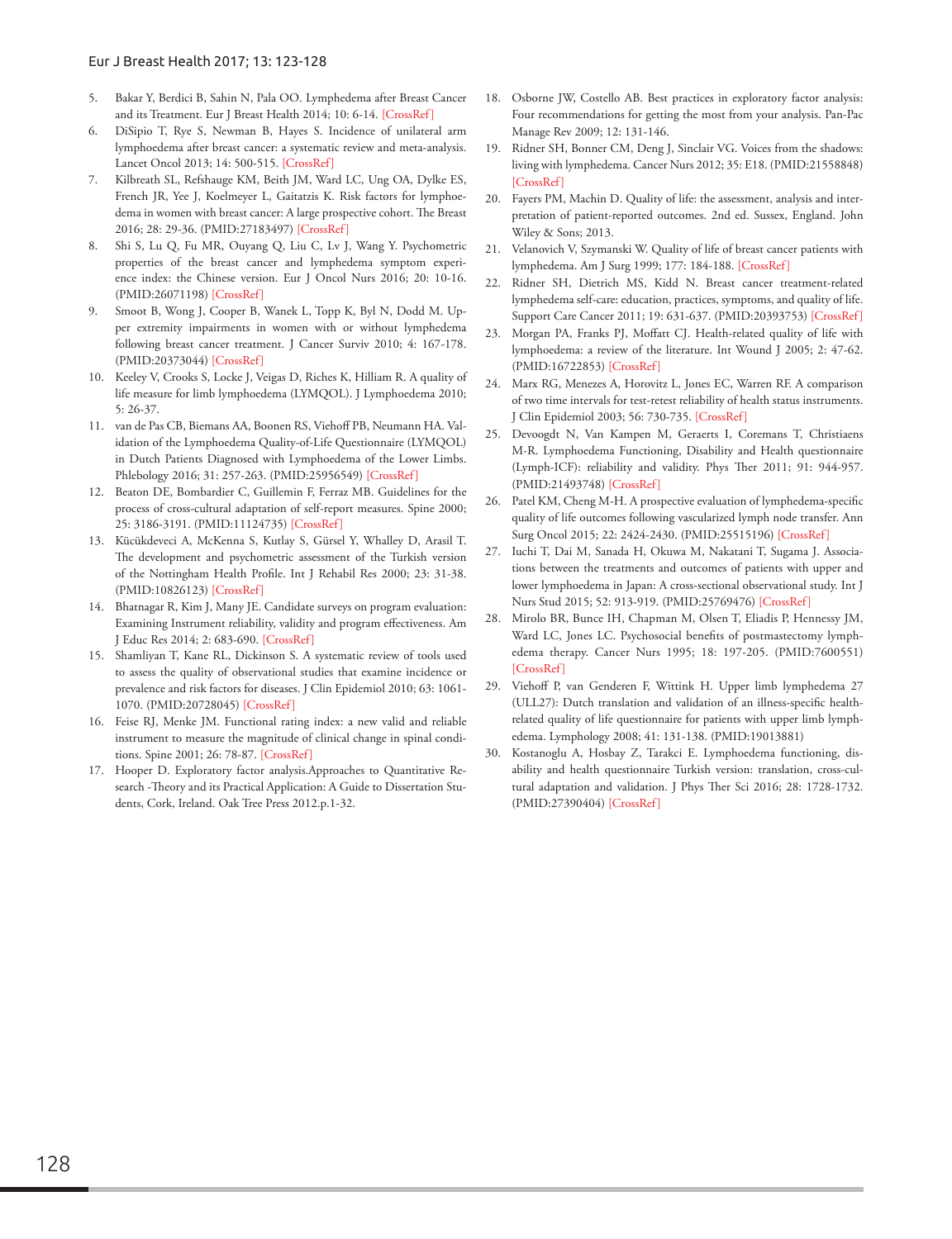5. Bakar Y, Berdici B, Sahin N, Pala OO. Lymphedema after Breast Cancer and its Treatment. Eur J Breast Health 2014; 10: 6-14. [CrossRef]
6. DiSipio T, Rye S, Newman B, Hayes S. Incidence of unilateral arm lymphoedema after breast cancer: a systematic review and meta-analysis. Lancet Oncol 2013; 14: 500-515. [CrossRef]
7. Kilbreath SL, Refshauge KM, Beith JM, Ward LC, Ung OA, Dylke ES, French JR, Yee J, Koelmeyer L, Gaitatzis K. Risk factors for lymphoedema in women with breast cancer: A large prospective cohort. The Breast 2016; 28: 29-36. (PMID:27183497) [CrossRef]
8. Shi S, Lu Q, Fu MR, Ouyang Q, Liu C, Lv J, Wang Y. Psychometric properties of the breast cancer and lymphedema symptom experience index: the Chinese version. Eur J Oncol Nurs 2016; 20: 10-16. (PMID:26071198) [CrossRef]
9. Smoot B, Wong J, Cooper B, Wanek L, Topp K, Byl N, Dodd M. Upper extremity impairments in women with or without lymphedema following breast cancer treatment. J Cancer Surviv 2010; 4: 167-178. (PMID:20373044) [CrossRef]
10. Keeley V, Crooks S, Locke J, Veigas D, Riches K, Hilliam R. A quality of life measure for limb lymphoedema (LYMQOL). J Lymphoedema 2010; 5: 26-37.
11. van de Pas CB, Biemans AA, Boonen RS, Viehoff PB, Neumann HA. Validation of the Lymphoedema Quality-of-Life Questionnaire (LYMQOL) in Dutch Patients Diagnosed with Lymphoedema of the Lower Limbs. Phlebology 2016; 31: 257-263. (PMID:25956549) [CrossRef]
12. Beaton DE, Bombardier C, Guillemin F, Ferraz MB. Guidelines for the process of cross-cultural adaptation of self-report measures. Spine 2000; 25: 3186-3191. (PMID:11124735) [CrossRef]
13. Kücükdeveci A, McKenna S, Kutlay S, Gürsel Y, Whalley D, Arasil T. The development and psychometric assessment of the Turkish version of the Nottingham Health Profile. Int J Rehabil Res 2000; 23: 31-38. (PMID:10826123) [CrossRef]
14. Bhatnagar R, Kim J, Many JE. Candidate surveys on program evaluation: Examining Instrument reliability, validity and program effectiveness. Am J Educ Res 2014; 2: 683-690. [CrossRef]
15. Shamliyan T, Kane RL, Dickinson S. A systematic review of tools used to assess the quality of observational studies that examine incidence or prevalence and risk factors for diseases. J Clin Epidemiol 2010; 63: 1061-1070. (PMID:20728045) [CrossRef]
16. Feise RJ, Menke JM. Functional rating index: a new valid and reliable instrument to measure the magnitude of clinical change in spinal conditions. Spine 2001; 26: 78-87. [CrossRef]
17. Hooper D. Exploratory factor analysis.Approaches to Quantitative Research -Theory and its Practical Application: A Guide to Dissertation Students, Cork, Ireland. Oak Tree Press 2012.p.1-32.
18. Osborne JW, Costello AB. Best practices in exploratory factor analysis: Four recommendations for getting the most from your analysis. Pan-Pac Manage Rev 2009; 12: 131-146.
19. Ridner SH, Bonner CM, Deng J, Sinclair VG. Voices from the shadows: living with lymphedema. Cancer Nurs 2012; 35: E18. (PMID:21558848) [CrossRef]
20. Fayers PM, Machin D. Quality of life: the assessment, analysis and interpretation of patient-reported outcomes. 2nd ed. Sussex, England. John Wiley & Sons; 2013.
21. Velanovich V, Szymanski W. Quality of life of breast cancer patients with lymphedema. Am J Surg 1999; 177: 184-188. [CrossRef]
22. Ridner SH, Dietrich MS, Kidd N. Breast cancer treatment-related lymphedema self-care: education, practices, symptoms, and quality of life. Support Care Cancer 2011; 19: 631-637. (PMID:20393753) [CrossRef]
23. Morgan PA, Franks PJ, Moffatt CJ. Health-related quality of life with lymphoedema: a review of the literature. Int Wound J 2005; 2: 47-62. (PMID:16722853) [CrossRef]
24. Marx RG, Menezes A, Horovitz L, Jones EC, Warren RF. A comparison of two time intervals for test-retest reliability of health status instruments. J Clin Epidemiol 2003; 56: 730-735. [CrossRef]
25. Devoogdt N, Van Kampen M, Geraerts I, Coremans T, Christiaens M-R. Lymphoedema Functioning, Disability and Health questionnaire (Lymph-ICF): reliability and validity. Phys Ther 2011; 91: 944-957. (PMID:21493748) [CrossRef]
26. Patel KM, Cheng M-H. A prospective evaluation of lymphedema-specific quality of life outcomes following vascularized lymph node transfer. Ann Surg Oncol 2015; 22: 2424-2430. (PMID:25515196) [CrossRef]
27. Iuchi T, Dai M, Sanada H, Okuwa M, Nakatani T, Sugama J. Associations between the treatments and outcomes of patients with upper and lower lymphoedema in Japan: A cross-sectional observational study. Int J Nurs Stud 2015; 52: 913-919. (PMID:25769476) [CrossRef]
28. Mirolo BR, Bunce IH, Chapman M, Olsen T, Eliadis P, Hennessy JM, Ward LC, Jones LC. Psychosocial benefits of postmastectomy lymphedema therapy. Cancer Nurs 1995; 18: 197-205. (PMID:7600551) [CrossRef]
29. Viehoff P, van Genderen F, Wittink H. Upper limb lymphedema 27 (ULL27): Dutch translation and validation of an illness-specific health-related quality of life questionnaire for patients with upper limb lymphedema. Lymphology 2008; 41: 131-138. (PMID:19013881)
30. Kostanoglu A, Hosbay Z, Tarakci E. Lymphoedema functioning, disability and health questionnaire Turkish version: translation, cross-cultural adaptation and validation. J Phys Ther Sci 2016; 28: 1728-1732. (PMID:27390404) [CrossRef]